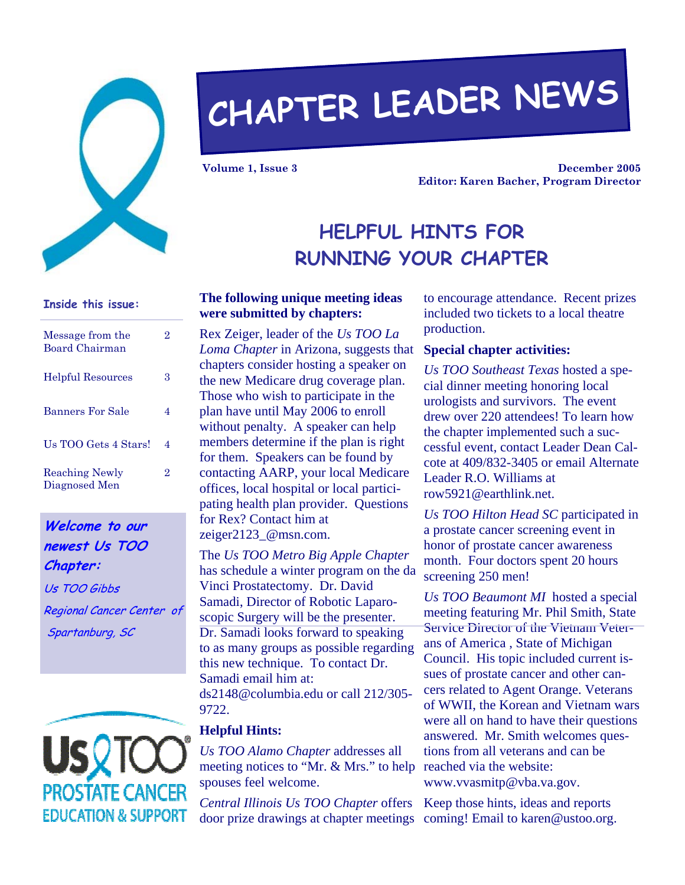# CHAPTER LEADER NEWS

**Volume 1, Issue 3** **December 2005**

**Editor: Karen Bacher, Program Director**

**Inside this issue:**

| | |
|---|---|
| Message from the Board Chairman | 2 |
| Helpful Resources | 3 |
| Banners For Sale | 4 |
| Us TOO Gets 4 Stars! | 4 |
| Reaching Newly Diagnosed Men | 2 |

***Welcome to our newest Us TOO Chapter:***

*Us TOO Gibbs Regional Cancer Center of Spartanburg, SC*

Us TOO PROSTATE CANCER EDUCATION & SUPPORT

## HELPFUL HINTS FOR RUNNING YOUR CHAPTER

**The following unique meeting ideas were submitted by chapters:**

Rex Zeiger, leader of the *Us TOO La Loma Chapter* in Arizona, suggests that chapters consider hosting a speaker on the new Medicare drug coverage plan. Those who wish to participate in the plan have until May 2006 to enroll without penalty. A speaker can help members determine if the plan is right for them. Speakers can be found by contacting AARP, your local Medicare offices, local hospital or local participating health plan provider. Questions for Rex? Contact him at zeiger2123_@msn.com.

The *Us TOO Metro Big Apple Chapter* has schedule a winter program on the da Vinci Prostatectomy. Dr. David Samadi, Director of Robotic Laparoscopic Surgery will be the presenter. Dr. Samadi looks forward to speaking to as many groups as possible regarding this new technique. To contact Dr. Samadi email him at: ds2148@columbia.edu or call 212/305-9722.

**Helpful Hints:**

*Us TOO Alamo Chapter* addresses all meeting notices to "Mr. & Mrs." to help spouses feel welcome.

*Central Illinois Us TOO Chapter* offers door prize drawings at chapter meetings to encourage attendance. Recent prizes included two tickets to a local theatre production.

**Special chapter activities:**

*Us TOO Southeast Texas* hosted a special dinner meeting honoring local urologists and survivors. The event drew over 220 attendees! To learn how the chapter implemented such a successful event, contact Leader Dean Calcote at 409/832-3405 or email Alternate Leader R.O. Williams at row5921@earthlink.net.

*Us TOO Hilton Head SC* participated in a prostate cancer screening event in honor of prostate cancer awareness month. Four doctors spent 20 hours screening 250 men!

*Us TOO Beaumont MI* hosted a special meeting featuring Mr. Phil Smith, State Service Director of the Vietnam Veterans of America , State of Michigan Council. His topic included current issues of prostate cancer and other cancers related to Agent Orange. Veterans of WWII, the Korean and Vietnam wars were all on hand to have their questions answered. Mr. Smith welcomes questions from all veterans and can be reached via the website: www.vvasmitp@vba.va.gov.

Keep those hints, ideas and reports coming! Email to karen@ustoo.org.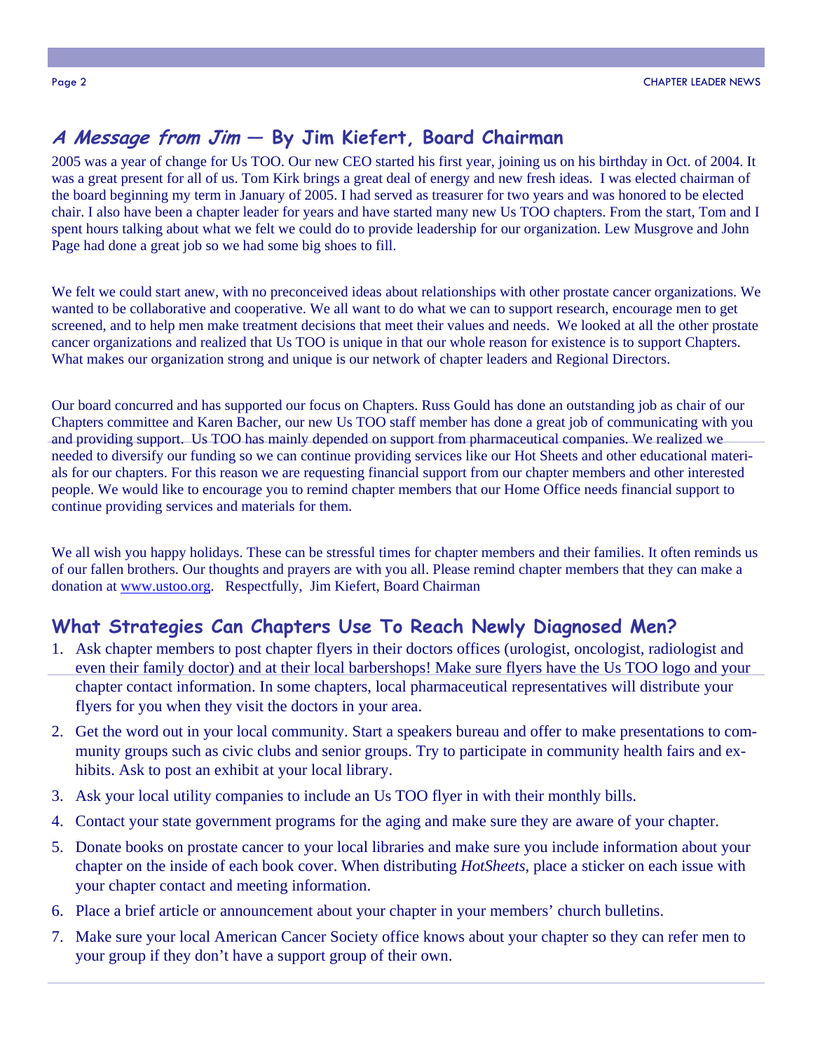## *A Message from Jim* — By Jim Kiefert, Board Chairman

2005 was a year of change for Us TOO. Our new CEO started his first year, joining us on his birthday in Oct. of 2004. It was a great present for all of us. Tom Kirk brings a great deal of energy and new fresh ideas. I was elected chairman of the board beginning my term in January of 2005. I had served as treasurer for two years and was honored to be elected chair. I also have been a chapter leader for years and have started many new Us TOO chapters. From the start, Tom and I spent hours talking about what we felt we could do to provide leadership for our organization. Lew Musgrove and John Page had done a great job so we had some big shoes to fill.

We felt we could start anew, with no preconceived ideas about relationships with other prostate cancer organizations. We wanted to be collaborative and cooperative. We all want to do what we can to support research, encourage men to get screened, and to help men make treatment decisions that meet their values and needs. We looked at all the other prostate cancer organizations and realized that Us TOO is unique in that our whole reason for existence is to support Chapters. What makes our organization strong and unique is our network of chapter leaders and Regional Directors.

Our board concurred and has supported our focus on Chapters. Russ Gould has done an outstanding job as chair of our Chapters committee and Karen Bacher, our new Us TOO staff member has done a great job of communicating with you and providing support. Us TOO has mainly depended on support from pharmaceutical companies. We realized we needed to diversify our funding so we can continue providing services like our Hot Sheets and other educational materials for our chapters. For this reason we are requesting financial support from our chapter members and other interested people. We would like to encourage you to remind chapter members that our Home Office needs financial support to continue providing services and materials for them.

We all wish you happy holidays. These can be stressful times for chapter members and their families. It often reminds us of our fallen brothers. Our thoughts and prayers are with you all. Please remind chapter members that they can make a donation at www.ustoo.org. Respectfully, Jim Kiefert, Board Chairman

## What Strategies Can Chapters Use To Reach Newly Diagnosed Men?

1. Ask chapter members to post chapter flyers in their doctors offices (urologist, oncologist, radiologist and even their family doctor) and at their local barbershops! Make sure flyers have the Us TOO logo and your chapter contact information. In some chapters, local pharmaceutical representatives will distribute your flyers for you when they visit the doctors in your area.
2. Get the word out in your local community. Start a speakers bureau and offer to make presentations to community groups such as civic clubs and senior groups. Try to participate in community health fairs and exhibits. Ask to post an exhibit at your local library.
3. Ask your local utility companies to include an Us TOO flyer in with their monthly bills.
4. Contact your state government programs for the aging and make sure they are aware of your chapter.
5. Donate books on prostate cancer to your local libraries and make sure you include information about your chapter on the inside of each book cover. When distributing *HotSheets*, place a sticker on each issue with your chapter contact and meeting information.
6. Place a brief article or announcement about your chapter in your members' church bulletins.
7. Make sure your local American Cancer Society office knows about your chapter so they can refer men to your group if they don't have a support group of their own.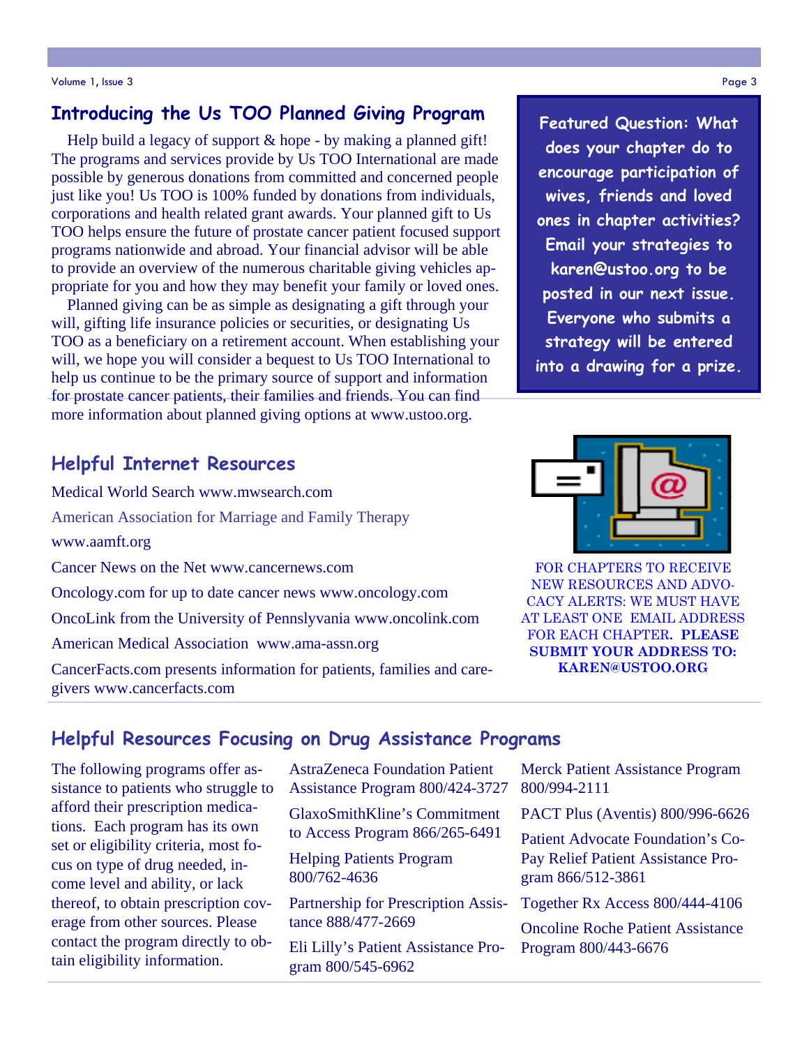## Introducing the Us TOO Planned Giving Program

Help build a legacy of support & hope - by making a planned gift! The programs and services provide by Us TOO International are made possible by generous donations from committed and concerned people just like you! Us TOO is 100% funded by donations from individuals, corporations and health related grant awards. Your planned gift to Us TOO helps ensure the future of prostate cancer patient focused support programs nationwide and abroad. Your financial advisor will be able to provide an overview of the numerous charitable giving vehicles appropriate for you and how they may benefit your family or loved ones.

Planned giving can be as simple as designating a gift through your will, gifting life insurance policies or securities, or designating Us TOO as a beneficiary on a retirement account. When establishing your will, we hope you will consider a bequest to Us TOO International to help us continue to be the primary source of support and information for prostate cancer patients, their families and friends. You can find more information about planned giving options at www.ustoo.org.

**Featured Question: What does your chapter do to encourage participation of wives, friends and loved ones in chapter activities? Email your strategies to karen@ustoo.org to be posted in our next issue. Everyone who submits a strategy will be entered into a drawing for a prize.**

## Helpful Internet Resources

Medical World Search www.mwsearch.com

American Association for Marriage and Family Therapy www.aamft.org

Cancer News on the Net www.cancernews.com

Oncology.com for up to date cancer news www.oncology.com

OncoLink from the University of Pennslyvania www.oncolink.com

American Medical Association www.ama-assn.org

CancerFacts.com presents information for patients, families and caregivers www.cancerfacts.com

FOR CHAPTERS TO RECEIVE NEW RESOURCES AND ADVOCACY ALERTS: WE MUST HAVE AT LEAST ONE EMAIL ADDRESS FOR EACH CHAPTER. **PLEASE SUBMIT YOUR ADDRESS TO: KAREN@USTOO.ORG**

## Helpful Resources Focusing on Drug Assistance Programs

The following programs offer assistance to patients who struggle to afford their prescription medications. Each program has its own set or eligibility criteria, most focus on type of drug needed, income level and ability, or lack thereof, to obtain prescription coverage from other sources. Please contact the program directly to obtain eligibility information.

AstraZeneca Foundation Patient Assistance Program 800/424-3727

GlaxoSmithKline's Commitment to Access Program 866/265-6491

Helping Patients Program 800/762-4636

Partnership for Prescription Assistance 888/477-2669

Eli Lilly's Patient Assistance Program 800/545-6962

Merck Patient Assistance Program 800/994-2111

PACT Plus (Aventis) 800/996-6626

Patient Advocate Foundation's Co-Pay Relief Patient Assistance Program 866/512-3861

Together Rx Access 800/444-4106

Oncoline Roche Patient Assistance Program 800/443-6676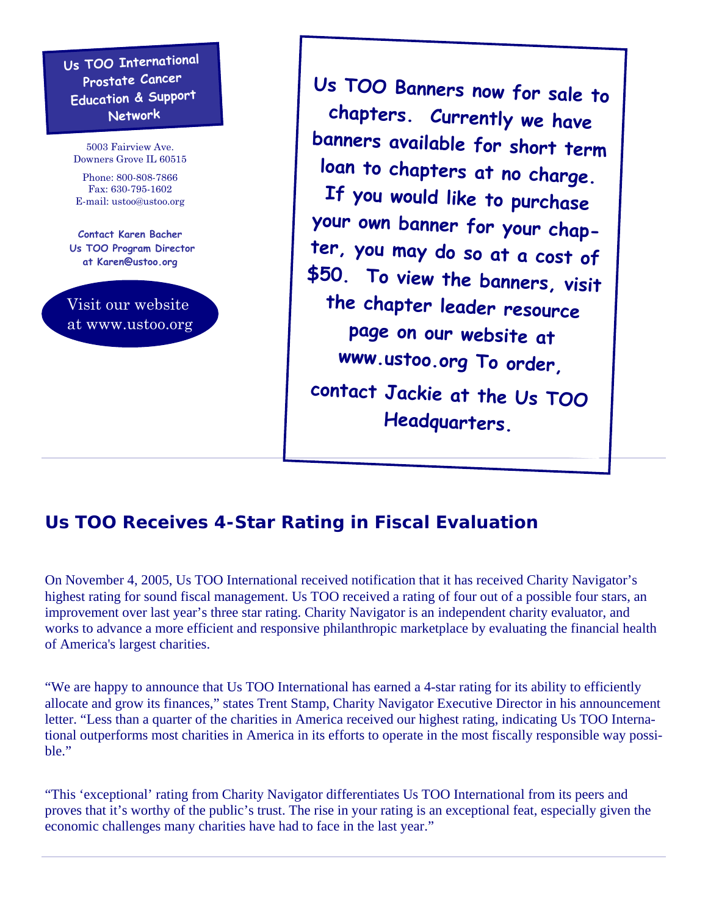**Us TOO International Prostate Cancer Education & Support Network**

5003 Fairview Ave.
Downers Grove IL 60515

Phone: 800-808-7866
Fax: 630-795-1602
E-mail: ustoo@ustoo.org

**Contact Karen Bacher**
**Us TOO Program Director**
**at Karen@ustoo.org**

Visit our website at www.ustoo.org

**Us TOO Banners now for sale to chapters. Currently we have banners available for short term loan to chapters at no charge. If you would like to purchase your own banner for your chapter, you may do so at a cost of $50. To view the banners, visit the chapter leader resource page on our website at www.ustoo.org To order, contact Jackie at the Us TOO Headquarters.**

## Us TOO Receives 4-Star Rating in Fiscal Evaluation

On November 4, 2005, Us TOO International received notification that it has received Charity Navigator's highest rating for sound fiscal management. Us TOO received a rating of four out of a possible four stars, an improvement over last year's three star rating. Charity Navigator is an independent charity evaluator, and works to advance a more efficient and responsive philanthropic marketplace by evaluating the financial health of America's largest charities.

"We are happy to announce that Us TOO International has earned a 4-star rating for its ability to efficiently allocate and grow its finances," states Trent Stamp, Charity Navigator Executive Director in his announcement letter. "Less than a quarter of the charities in America received our highest rating, indicating Us TOO International outperforms most charities in America in its efforts to operate in the most fiscally responsible way possible."

"This 'exceptional' rating from Charity Navigator differentiates Us TOO International from its peers and proves that it's worthy of the public's trust. The rise in your rating is an exceptional feat, especially given the economic challenges many charities have had to face in the last year."